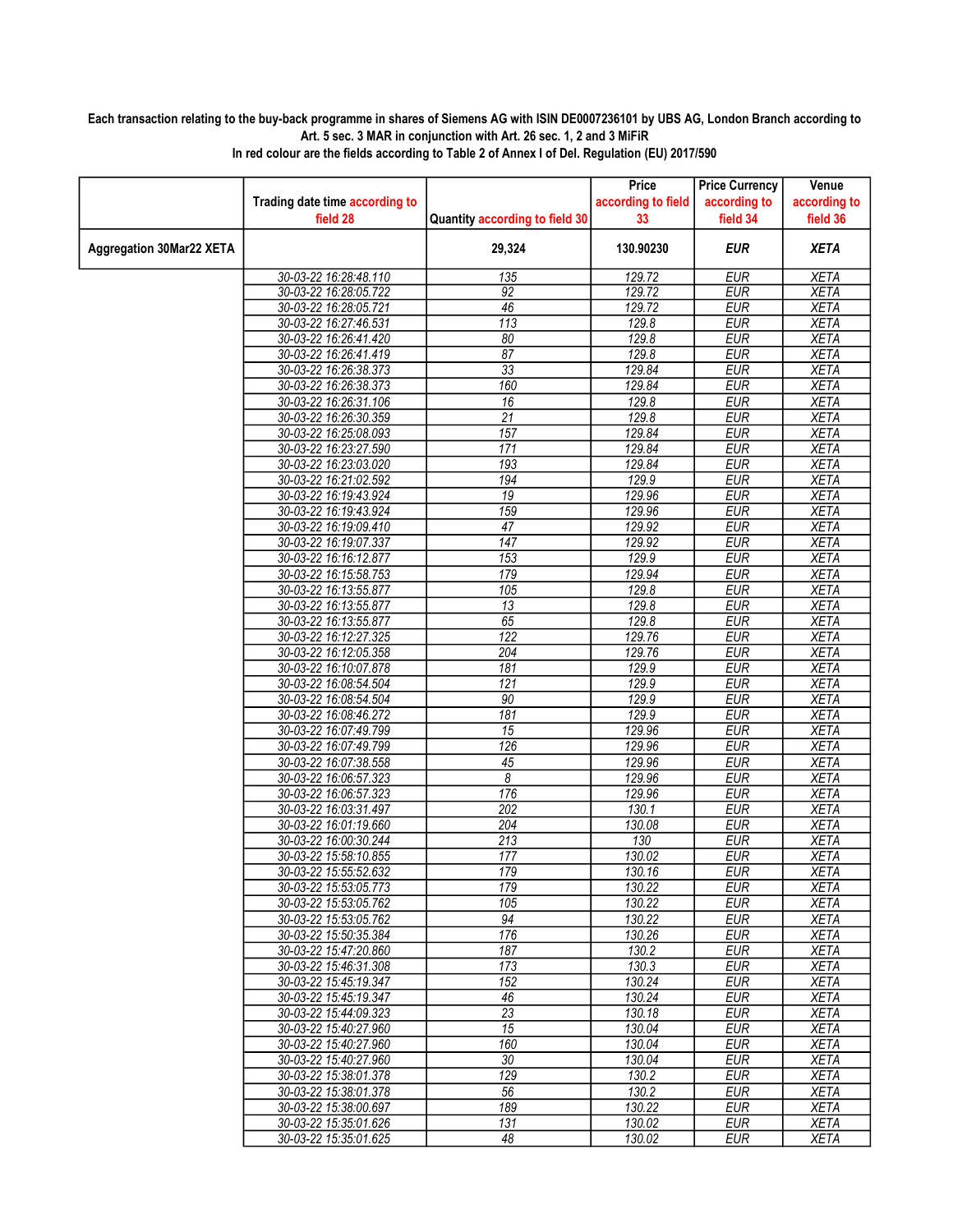**Each transaction relating to the buy-back programme in shares of Siemens AG with ISIN DE0007236101 by UBS AG, London Branch according to Art. 5 sec. 3 MAR in conjunction with Art. 26 sec. 1, 2 and 3 MiFiR**

**In red colour are the fields according to Table 2 of Annex I of Del. Regulation (EU) 2017/590**

| | Trading date time according to field 28 | Quantity according to field 30 | Price according to field 33 | Price Currency according to field 34 | Venue according to field 36 |
|---|---|---|---|---|---|
| **Aggregation 30Mar22 XETA** | | **29,324** | **130.90230** | ***EUR*** | ***XETA*** |
| | 30-03-22 16:28:48.110 | 135 | 129.72 | EUR | XETA |
| | 30-03-22 16:28:05.722 | 92 | 129.72 | EUR | XETA |
| | 30-03-22 16:28:05.721 | 46 | 129.72 | EUR | XETA |
| | 30-03-22 16:27:46.531 | 113 | 129.8 | EUR | XETA |
| | 30-03-22 16:26:41.420 | 80 | 129.8 | EUR | XETA |
| | 30-03-22 16:26:41.419 | 87 | 129.8 | EUR | XETA |
| | 30-03-22 16:26:38.373 | 33 | 129.84 | EUR | XETA |
| | 30-03-22 16:26:38.373 | 160 | 129.84 | EUR | XETA |
| | 30-03-22 16:26:31.106 | 16 | 129.8 | EUR | XETA |
| | 30-03-22 16:26:30.359 | 21 | 129.8 | EUR | XETA |
| | 30-03-22 16:25:08.093 | 157 | 129.84 | EUR | XETA |
| | 30-03-22 16:23:27.590 | 171 | 129.84 | EUR | XETA |
| | 30-03-22 16:23:03.020 | 193 | 129.84 | EUR | XETA |
| | 30-03-22 16:21:02.592 | 194 | 129.9 | EUR | XETA |
| | 30-03-22 16:19:43.924 | 19 | 129.96 | EUR | XETA |
| | 30-03-22 16:19:43.924 | 159 | 129.96 | EUR | XETA |
| | 30-03-22 16:19:09.410 | 47 | 129.92 | EUR | XETA |
| | 30-03-22 16:19:07.337 | 147 | 129.92 | EUR | XETA |
| | 30-03-22 16:16:12.877 | 153 | 129.9 | EUR | XETA |
| | 30-03-22 16:15:58.753 | 179 | 129.94 | EUR | XETA |
| | 30-03-22 16:13:55.877 | 105 | 129.8 | EUR | XETA |
| | 30-03-22 16:13:55.877 | 13 | 129.8 | EUR | XETA |
| | 30-03-22 16:13:55.877 | 65 | 129.8 | EUR | XETA |
| | 30-03-22 16:12:27.325 | 122 | 129.76 | EUR | XETA |
| | 30-03-22 16:12:05.358 | 204 | 129.76 | EUR | XETA |
| | 30-03-22 16:10:07.878 | 181 | 129.9 | EUR | XETA |
| | 30-03-22 16:08:54.504 | 121 | 129.9 | EUR | XETA |
| | 30-03-22 16:08:54.504 | 90 | 129.9 | EUR | XETA |
| | 30-03-22 16:08:46.272 | 181 | 129.9 | EUR | XETA |
| | 30-03-22 16:07:49.799 | 15 | 129.96 | EUR | XETA |
| | 30-03-22 16:07:49.799 | 126 | 129.96 | EUR | XETA |
| | 30-03-22 16:07:38.558 | 45 | 129.96 | EUR | XETA |
| | 30-03-22 16:06:57.323 | 8 | 129.96 | EUR | XETA |
| | 30-03-22 16:06:57.323 | 176 | 129.96 | EUR | XETA |
| | 30-03-22 16:03:31.497 | 202 | 130.1 | EUR | XETA |
| | 30-03-22 16:01:19.660 | 204 | 130.08 | EUR | XETA |
| | 30-03-22 16:00:30.244 | 213 | 130 | EUR | XETA |
| | 30-03-22 15:58:10.855 | 177 | 130.02 | EUR | XETA |
| | 30-03-22 15:55:52.632 | 179 | 130.16 | EUR | XETA |
| | 30-03-22 15:53:05.773 | 179 | 130.22 | EUR | XETA |
| | 30-03-22 15:53:05.762 | 105 | 130.22 | EUR | XETA |
| | 30-03-22 15:53:05.762 | 94 | 130.22 | EUR | XETA |
| | 30-03-22 15:50:35.384 | 176 | 130.26 | EUR | XETA |
| | 30-03-22 15:47:20.860 | 187 | 130.2 | EUR | XETA |
| | 30-03-22 15:46:31.308 | 173 | 130.3 | EUR | XETA |
| | 30-03-22 15:45:19.347 | 152 | 130.24 | EUR | XETA |
| | 30-03-22 15:45:19.347 | 46 | 130.24 | EUR | XETA |
| | 30-03-22 15:44:09.323 | 23 | 130.18 | EUR | XETA |
| | 30-03-22 15:40:27.960 | 15 | 130.04 | EUR | XETA |
| | 30-03-22 15:40:27.960 | 160 | 130.04 | EUR | XETA |
| | 30-03-22 15:40:27.960 | 30 | 130.04 | EUR | XETA |
| | 30-03-22 15:38:01.378 | 129 | 130.2 | EUR | XETA |
| | 30-03-22 15:38:01.378 | 56 | 130.2 | EUR | XETA |
| | 30-03-22 15:38:00.697 | 189 | 130.22 | EUR | XETA |
| | 30-03-22 15:35:01.626 | 131 | 130.02 | EUR | XETA |
| | 30-03-22 15:35:01.625 | 48 | 130.02 | EUR | XETA |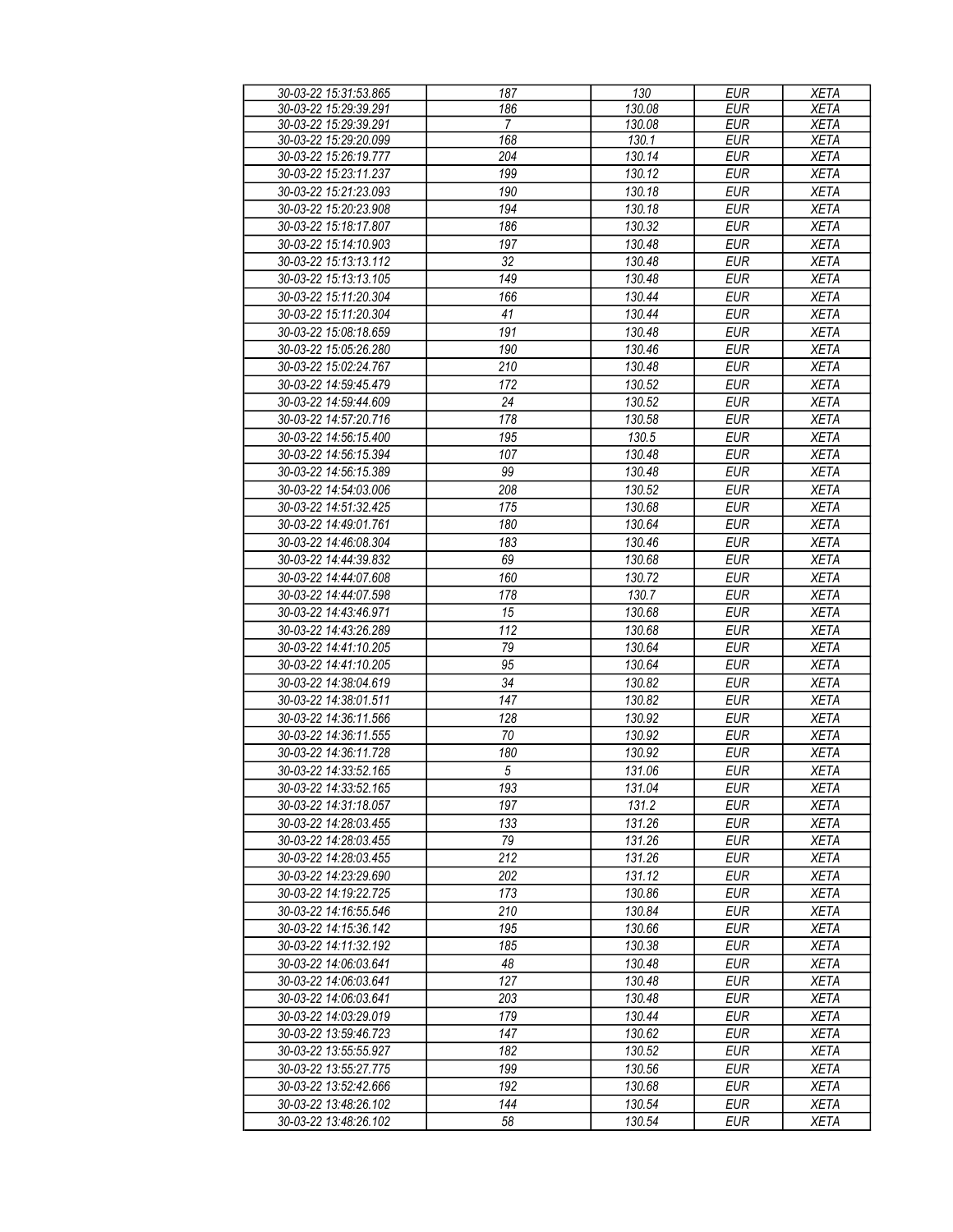| 30-03-22 15:31:53.865 | 187 | 130 | EUR | XETA |
|---|---|---|---|---|
| 30-03-22 15:29:39.291 | 186 | 130.08 | EUR | XETA |
| 30-03-22 15:29:39.291 | 7 | 130.08 | EUR | XETA |
| 30-03-22 15:29:20.099 | 168 | 130.1 | EUR | XETA |
| 30-03-22 15:26:19.777 | 204 | 130.14 | EUR | XETA |
| 30-03-22 15:23:11.237 | 199 | 130.12 | EUR | XETA |
| 30-03-22 15:21:23.093 | 190 | 130.18 | EUR | XETA |
| 30-03-22 15:20:23.908 | 194 | 130.18 | EUR | XETA |
| 30-03-22 15:18:17.807 | 186 | 130.32 | EUR | XETA |
| 30-03-22 15:14:10.903 | 197 | 130.48 | EUR | XETA |
| 30-03-22 15:13:13.112 | 32 | 130.48 | EUR | XETA |
| 30-03-22 15:13:13.105 | 149 | 130.48 | EUR | XETA |
| 30-03-22 15:11:20.304 | 166 | 130.44 | EUR | XETA |
| 30-03-22 15:11:20.304 | 41 | 130.44 | EUR | XETA |
| 30-03-22 15:08:18.659 | 191 | 130.48 | EUR | XETA |
| 30-03-22 15:05:26.280 | 190 | 130.46 | EUR | XETA |
| 30-03-22 15:02:24.767 | 210 | 130.48 | EUR | XETA |
| 30-03-22 14:59:45.479 | 172 | 130.52 | EUR | XETA |
| 30-03-22 14:59:44.609 | 24 | 130.52 | EUR | XETA |
| 30-03-22 14:57:20.716 | 178 | 130.58 | EUR | XETA |
| 30-03-22 14:56:15.400 | 195 | 130.5 | EUR | XETA |
| 30-03-22 14:56:15.394 | 107 | 130.48 | EUR | XETA |
| 30-03-22 14:56:15.389 | 99 | 130.48 | EUR | XETA |
| 30-03-22 14:54:03.006 | 208 | 130.52 | EUR | XETA |
| 30-03-22 14:51:32.425 | 175 | 130.68 | EUR | XETA |
| 30-03-22 14:49:01.761 | 180 | 130.64 | EUR | XETA |
| 30-03-22 14:46:08.304 | 183 | 130.46 | EUR | XETA |
| 30-03-22 14:44:39.832 | 69 | 130.68 | EUR | XETA |
| 30-03-22 14:44:07.608 | 160 | 130.72 | EUR | XETA |
| 30-03-22 14:44:07.598 | 178 | 130.7 | EUR | XETA |
| 30-03-22 14:43:46.971 | 15 | 130.68 | EUR | XETA |
| 30-03-22 14:43:26.289 | 112 | 130.68 | EUR | XETA |
| 30-03-22 14:41:10.205 | 79 | 130.64 | EUR | XETA |
| 30-03-22 14:41:10.205 | 95 | 130.64 | EUR | XETA |
| 30-03-22 14:38:04.619 | 34 | 130.82 | EUR | XETA |
| 30-03-22 14:38:01.511 | 147 | 130.82 | EUR | XETA |
| 30-03-22 14:36:11.566 | 128 | 130.92 | EUR | XETA |
| 30-03-22 14:36:11.555 | 70 | 130.92 | EUR | XETA |
| 30-03-22 14:36:11.728 | 180 | 130.92 | EUR | XETA |
| 30-03-22 14:33:52.165 | 5 | 131.06 | EUR | XETA |
| 30-03-22 14:33:52.165 | 193 | 131.04 | EUR | XETA |
| 30-03-22 14:31:18.057 | 197 | 131.2 | EUR | XETA |
| 30-03-22 14:28:03.455 | 133 | 131.26 | EUR | XETA |
| 30-03-22 14:28:03.455 | 79 | 131.26 | EUR | XETA |
| 30-03-22 14:28:03.455 | 212 | 131.26 | EUR | XETA |
| 30-03-22 14:23:29.690 | 202 | 131.12 | EUR | XETA |
| 30-03-22 14:19:22.725 | 173 | 130.86 | EUR | XETA |
| 30-03-22 14:16:55.546 | 210 | 130.84 | EUR | XETA |
| 30-03-22 14:15:36.142 | 195 | 130.66 | EUR | XETA |
| 30-03-22 14:11:32.192 | 185 | 130.38 | EUR | XETA |
| 30-03-22 14:06:03.641 | 48 | 130.48 | EUR | XETA |
| 30-03-22 14:06:03.641 | 127 | 130.48 | EUR | XETA |
| 30-03-22 14:06:03.641 | 203 | 130.48 | EUR | XETA |
| 30-03-22 14:03:29.019 | 179 | 130.44 | EUR | XETA |
| 30-03-22 13:59:46.723 | 147 | 130.62 | EUR | XETA |
| 30-03-22 13:55:55.927 | 182 | 130.52 | EUR | XETA |
| 30-03-22 13:55:27.775 | 199 | 130.56 | EUR | XETA |
| 30-03-22 13:52:42.666 | 192 | 130.68 | EUR | XETA |
| 30-03-22 13:48:26.102 | 144 | 130.54 | EUR | XETA |
| 30-03-22 13:48:26.102 | 58 | 130.54 | EUR | XETA |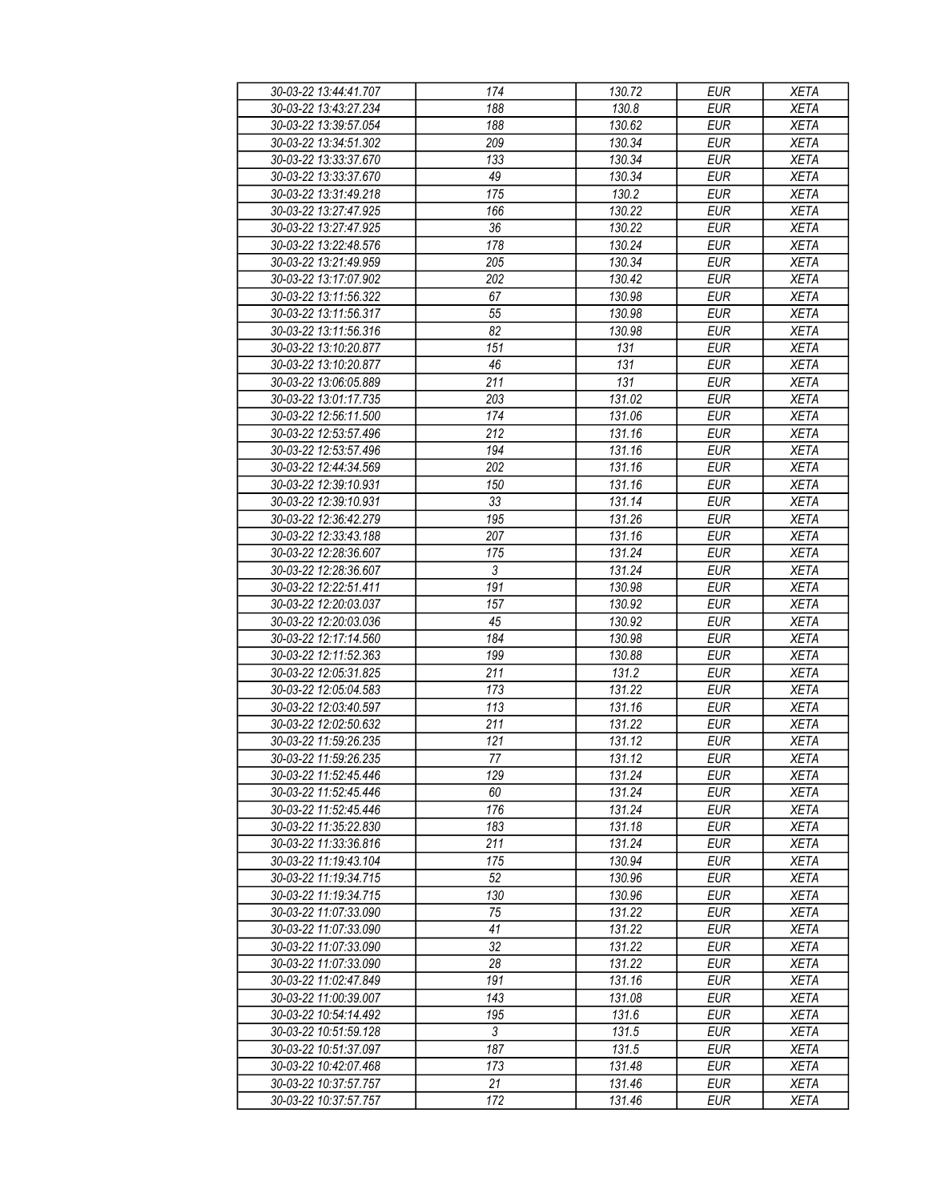| 30-03-22 13:44:41.707 | 174 | 130.72 | EUR | XETA |
|---|---|---|---|---|
| 30-03-22 13:43:27.234 | 188 | 130.8 | EUR | XETA |
| 30-03-22 13:39:57.054 | 188 | 130.62 | EUR | XETA |
| 30-03-22 13:34:51.302 | 209 | 130.34 | EUR | XETA |
| 30-03-22 13:33:37.670 | 133 | 130.34 | EUR | XETA |
| 30-03-22 13:33:37.670 | 49 | 130.34 | EUR | XETA |
| 30-03-22 13:31:49.218 | 175 | 130.2 | EUR | XETA |
| 30-03-22 13:27:47.925 | 166 | 130.22 | EUR | XETA |
| 30-03-22 13:27:47.925 | 36 | 130.22 | EUR | XETA |
| 30-03-22 13:22:48.576 | 178 | 130.24 | EUR | XETA |
| 30-03-22 13:21:49.959 | 205 | 130.34 | EUR | XETA |
| 30-03-22 13:17:07.902 | 202 | 130.42 | EUR | XETA |
| 30-03-22 13:11:56.322 | 67 | 130.98 | EUR | XETA |
| 30-03-22 13:11:56.317 | 55 | 130.98 | EUR | XETA |
| 30-03-22 13:11:56.316 | 82 | 130.98 | EUR | XETA |
| 30-03-22 13:10:20.877 | 151 | 131 | EUR | XETA |
| 30-03-22 13:10:20.877 | 46 | 131 | EUR | XETA |
| 30-03-22 13:06:05.889 | 211 | 131 | EUR | XETA |
| 30-03-22 13:01:17.735 | 203 | 131.02 | EUR | XETA |
| 30-03-22 12:56:11.500 | 174 | 131.06 | EUR | XETA |
| 30-03-22 12:53:57.496 | 212 | 131.16 | EUR | XETA |
| 30-03-22 12:53:57.496 | 194 | 131.16 | EUR | XETA |
| 30-03-22 12:44:34.569 | 202 | 131.16 | EUR | XETA |
| 30-03-22 12:39:10.931 | 150 | 131.16 | EUR | XETA |
| 30-03-22 12:39:10.931 | 33 | 131.14 | EUR | XETA |
| 30-03-22 12:36:42.279 | 195 | 131.26 | EUR | XETA |
| 30-03-22 12:33:43.188 | 207 | 131.16 | EUR | XETA |
| 30-03-22 12:28:36.607 | 175 | 131.24 | EUR | XETA |
| 30-03-22 12:28:36.607 | 3 | 131.24 | EUR | XETA |
| 30-03-22 12:22:51.411 | 191 | 130.98 | EUR | XETA |
| 30-03-22 12:20:03.037 | 157 | 130.92 | EUR | XETA |
| 30-03-22 12:20:03.036 | 45 | 130.92 | EUR | XETA |
| 30-03-22 12:17:14.560 | 184 | 130.98 | EUR | XETA |
| 30-03-22 12:11:52.363 | 199 | 130.88 | EUR | XETA |
| 30-03-22 12:05:31.825 | 211 | 131.2 | EUR | XETA |
| 30-03-22 12:05:04.583 | 173 | 131.22 | EUR | XETA |
| 30-03-22 12:03:40.597 | 113 | 131.16 | EUR | XETA |
| 30-03-22 12:02:50.632 | 211 | 131.22 | EUR | XETA |
| 30-03-22 11:59:26.235 | 121 | 131.12 | EUR | XETA |
| 30-03-22 11:59:26.235 | 77 | 131.12 | EUR | XETA |
| 30-03-22 11:52:45.446 | 129 | 131.24 | EUR | XETA |
| 30-03-22 11:52:45.446 | 60 | 131.24 | EUR | XETA |
| 30-03-22 11:52:45.446 | 176 | 131.24 | EUR | XETA |
| 30-03-22 11:35:22.830 | 183 | 131.18 | EUR | XETA |
| 30-03-22 11:33:36.816 | 211 | 131.24 | EUR | XETA |
| 30-03-22 11:19:43.104 | 175 | 130.94 | EUR | XETA |
| 30-03-22 11:19:34.715 | 52 | 130.96 | EUR | XETA |
| 30-03-22 11:19:34.715 | 130 | 130.96 | EUR | XETA |
| 30-03-22 11:07:33.090 | 75 | 131.22 | EUR | XETA |
| 30-03-22 11:07:33.090 | 41 | 131.22 | EUR | XETA |
| 30-03-22 11:07:33.090 | 32 | 131.22 | EUR | XETA |
| 30-03-22 11:07:33.090 | 28 | 131.22 | EUR | XETA |
| 30-03-22 11:02:47.849 | 191 | 131.16 | EUR | XETA |
| 30-03-22 11:00:39.007 | 143 | 131.08 | EUR | XETA |
| 30-03-22 10:54:14.492 | 195 | 131.6 | EUR | XETA |
| 30-03-22 10:51:59.128 | 3 | 131.5 | EUR | XETA |
| 30-03-22 10:51:37.097 | 187 | 131.5 | EUR | XETA |
| 30-03-22 10:42:07.468 | 173 | 131.48 | EUR | XETA |
| 30-03-22 10:37:57.757 | 21 | 131.46 | EUR | XETA |
| 30-03-22 10:37:57.757 | 172 | 131.46 | EUR | XETA |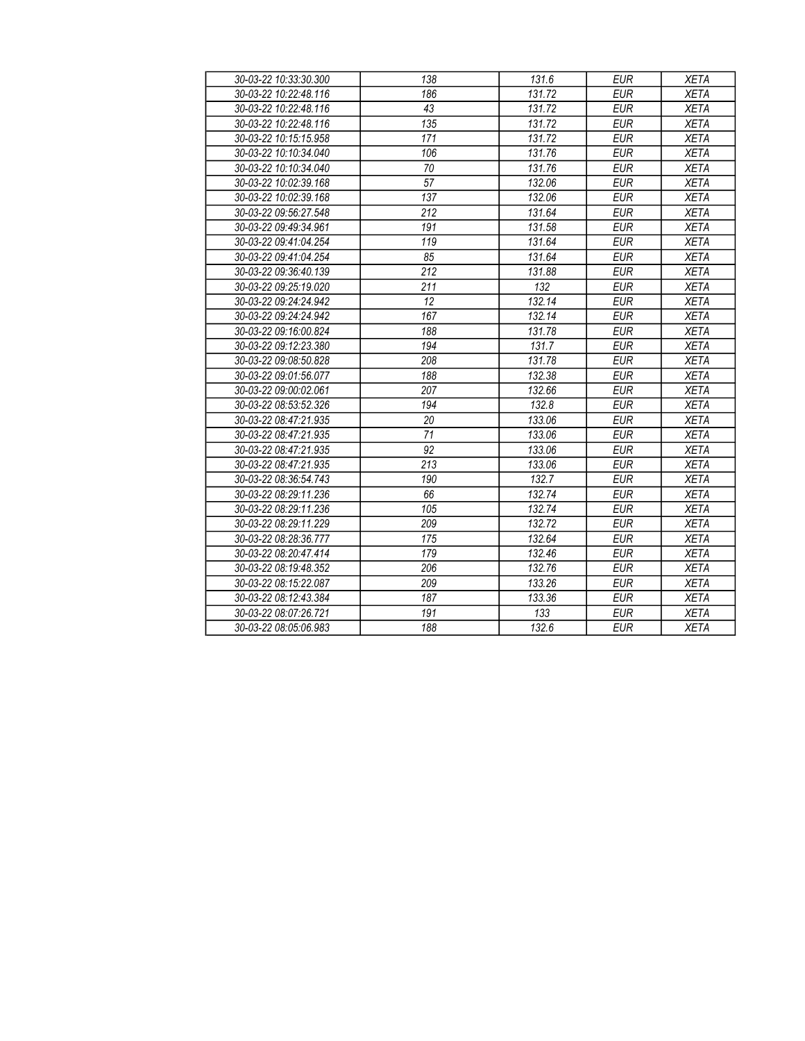| | | | | |
|---|---|---|---|---|
| 30-03-22 10:33:30.300 | 138 | 131.6 | EUR | XETA |
| 30-03-22 10:22:48.116 | 186 | 131.72 | EUR | XETA |
| 30-03-22 10:22:48.116 | 43 | 131.72 | EUR | XETA |
| 30-03-22 10:22:48.116 | 135 | 131.72 | EUR | XETA |
| 30-03-22 10:15:15.958 | 171 | 131.72 | EUR | XETA |
| 30-03-22 10:10:34.040 | 106 | 131.76 | EUR | XETA |
| 30-03-22 10:10:34.040 | 70 | 131.76 | EUR | XETA |
| 30-03-22 10:02:39.168 | 57 | 132.06 | EUR | XETA |
| 30-03-22 10:02:39.168 | 137 | 132.06 | EUR | XETA |
| 30-03-22 09:56:27.548 | 212 | 131.64 | EUR | XETA |
| 30-03-22 09:49:34.961 | 191 | 131.58 | EUR | XETA |
| 30-03-22 09:41:04.254 | 119 | 131.64 | EUR | XETA |
| 30-03-22 09:41:04.254 | 85 | 131.64 | EUR | XETA |
| 30-03-22 09:36:40.139 | 212 | 131.88 | EUR | XETA |
| 30-03-22 09:25:19.020 | 211 | 132 | EUR | XETA |
| 30-03-22 09:24:24.942 | 12 | 132.14 | EUR | XETA |
| 30-03-22 09:24:24.942 | 167 | 132.14 | EUR | XETA |
| 30-03-22 09:16:00.824 | 188 | 131.78 | EUR | XETA |
| 30-03-22 09:12:23.380 | 194 | 131.7 | EUR | XETA |
| 30-03-22 09:08:50.828 | 208 | 131.78 | EUR | XETA |
| 30-03-22 09:01:56.077 | 188 | 132.38 | EUR | XETA |
| 30-03-22 09:00:02.061 | 207 | 132.66 | EUR | XETA |
| 30-03-22 08:53:52.326 | 194 | 132.8 | EUR | XETA |
| 30-03-22 08:47:21.935 | 20 | 133.06 | EUR | XETA |
| 30-03-22 08:47:21.935 | 71 | 133.06 | EUR | XETA |
| 30-03-22 08:47:21.935 | 92 | 133.06 | EUR | XETA |
| 30-03-22 08:47:21.935 | 213 | 133.06 | EUR | XETA |
| 30-03-22 08:36:54.743 | 190 | 132.7 | EUR | XETA |
| 30-03-22 08:29:11.236 | 66 | 132.74 | EUR | XETA |
| 30-03-22 08:29:11.236 | 105 | 132.74 | EUR | XETA |
| 30-03-22 08:29:11.229 | 209 | 132.72 | EUR | XETA |
| 30-03-22 08:28:36.777 | 175 | 132.64 | EUR | XETA |
| 30-03-22 08:20:47.414 | 179 | 132.46 | EUR | XETA |
| 30-03-22 08:19:48.352 | 206 | 132.76 | EUR | XETA |
| 30-03-22 08:15:22.087 | 209 | 133.26 | EUR | XETA |
| 30-03-22 08:12:43.384 | 187 | 133.36 | EUR | XETA |
| 30-03-22 08:07:26.721 | 191 | 133 | EUR | XETA |
| 30-03-22 08:05:06.983 | 188 | 132.6 | EUR | XETA |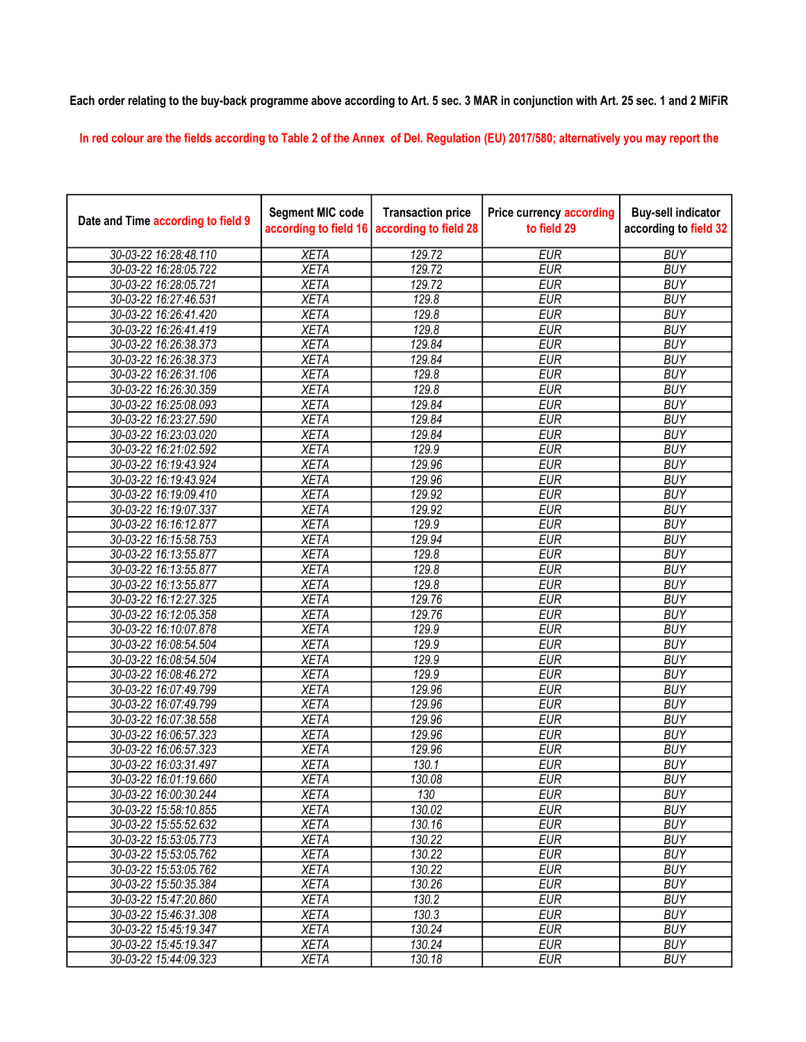**Each order relating to the buy-back programme above according to Art. 5 sec. 3 MAR in conjunction with Art. 25 sec. 1 and 2 MiFiR**

In red colour are the fields according to Table 2 of the Annex of Del. Regulation (EU) 2017/580; alternatively you may report the

| Date and Time according to field 9 | Segment MIC code according to field 16 | Transaction price according to field 28 | Price currency according to field 29 | Buy-sell indicator according to field 32 |
|---|---|---|---|---|
| 30-03-22 16:28:48.110 | XETA | 129.72 | EUR | BUY |
| 30-03-22 16:28:05.722 | XETA | 129.72 | EUR | BUY |
| 30-03-22 16:28:05.721 | XETA | 129.72 | EUR | BUY |
| 30-03-22 16:27:46.531 | XETA | 129.8 | EUR | BUY |
| 30-03-22 16:26:41.420 | XETA | 129.8 | EUR | BUY |
| 30-03-22 16:26:41.419 | XETA | 129.8 | EUR | BUY |
| 30-03-22 16:26:38.373 | XETA | 129.84 | EUR | BUY |
| 30-03-22 16:26:38.373 | XETA | 129.84 | EUR | BUY |
| 30-03-22 16:26:31.106 | XETA | 129.8 | EUR | BUY |
| 30-03-22 16:26:30.359 | XETA | 129.8 | EUR | BUY |
| 30-03-22 16:25:08.093 | XETA | 129.84 | EUR | BUY |
| 30-03-22 16:23:27.590 | XETA | 129.84 | EUR | BUY |
| 30-03-22 16:23:03.020 | XETA | 129.84 | EUR | BUY |
| 30-03-22 16:21:02.592 | XETA | 129.9 | EUR | BUY |
| 30-03-22 16:19:43.924 | XETA | 129.96 | EUR | BUY |
| 30-03-22 16:19:43.924 | XETA | 129.96 | EUR | BUY |
| 30-03-22 16:19:09.410 | XETA | 129.92 | EUR | BUY |
| 30-03-22 16:19:07.337 | XETA | 129.92 | EUR | BUY |
| 30-03-22 16:16:12.877 | XETA | 129.9 | EUR | BUY |
| 30-03-22 16:15:58.753 | XETA | 129.94 | EUR | BUY |
| 30-03-22 16:13:55.877 | XETA | 129.8 | EUR | BUY |
| 30-03-22 16:13:55.877 | XETA | 129.8 | EUR | BUY |
| 30-03-22 16:13:55.877 | XETA | 129.8 | EUR | BUY |
| 30-03-22 16:12:27.325 | XETA | 129.76 | EUR | BUY |
| 30-03-22 16:12:05.358 | XETA | 129.76 | EUR | BUY |
| 30-03-22 16:10:07.878 | XETA | 129.9 | EUR | BUY |
| 30-03-22 16:08:54.504 | XETA | 129.9 | EUR | BUY |
| 30-03-22 16:08:54.504 | XETA | 129.9 | EUR | BUY |
| 30-03-22 16:08:46.272 | XETA | 129.9 | EUR | BUY |
| 30-03-22 16:07:49.799 | XETA | 129.96 | EUR | BUY |
| 30-03-22 16:07:49.799 | XETA | 129.96 | EUR | BUY |
| 30-03-22 16:07:38.558 | XETA | 129.96 | EUR | BUY |
| 30-03-22 16:06:57.323 | XETA | 129.96 | EUR | BUY |
| 30-03-22 16:06:57.323 | XETA | 129.96 | EUR | BUY |
| 30-03-22 16:03:31.497 | XETA | 130.1 | EUR | BUY |
| 30-03-22 16:01:19.660 | XETA | 130.08 | EUR | BUY |
| 30-03-22 16:00:30.244 | XETA | 130 | EUR | BUY |
| 30-03-22 15:58:10.855 | XETA | 130.02 | EUR | BUY |
| 30-03-22 15:55:52.632 | XETA | 130.16 | EUR | BUY |
| 30-03-22 15:53:05.773 | XETA | 130.22 | EUR | BUY |
| 30-03-22 15:53:05.762 | XETA | 130.22 | EUR | BUY |
| 30-03-22 15:53:05.762 | XETA | 130.22 | EUR | BUY |
| 30-03-22 15:50:35.384 | XETA | 130.26 | EUR | BUY |
| 30-03-22 15:47:20.860 | XETA | 130.2 | EUR | BUY |
| 30-03-22 15:46:31.308 | XETA | 130.3 | EUR | BUY |
| 30-03-22 15:45:19.347 | XETA | 130.24 | EUR | BUY |
| 30-03-22 15:45:19.347 | XETA | 130.24 | EUR | BUY |
| 30-03-22 15:44:09.323 | XETA | 130.18 | EUR | BUY |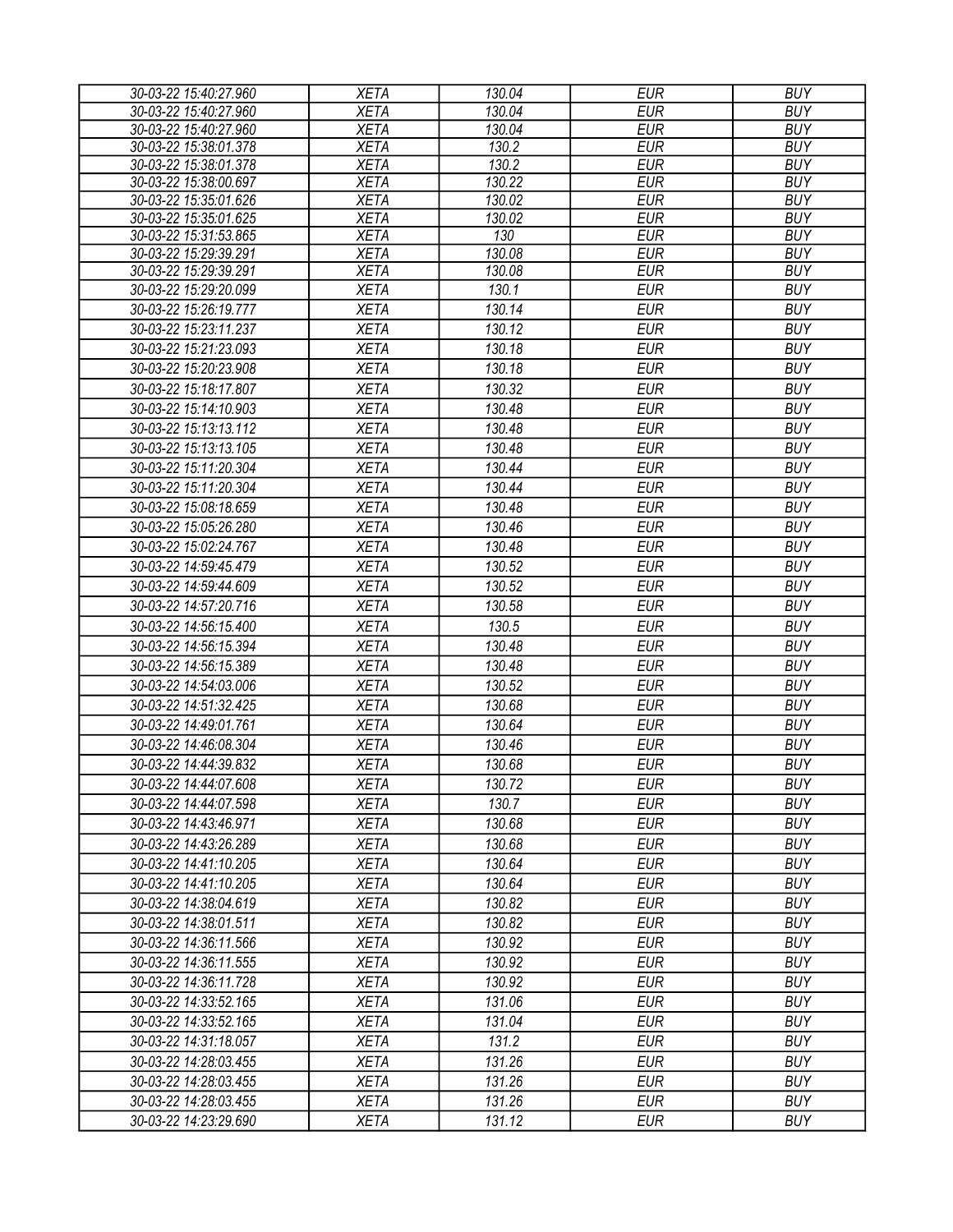| | | | | |
|---|---|---|---|---|
| 30-03-22 15:40:27.960 | XETA | 130.04 | EUR | BUY |
| 30-03-22 15:40:27.960 | XETA | 130.04 | EUR | BUY |
| 30-03-22 15:40:27.960 | XETA | 130.04 | EUR | BUY |
| 30-03-22 15:38:01.378 | XETA | 130.2 | EUR | BUY |
| 30-03-22 15:38:01.378 | XETA | 130.2 | EUR | BUY |
| 30-03-22 15:38:00.697 | XETA | 130.22 | EUR | BUY |
| 30-03-22 15:35:01.626 | XETA | 130.02 | EUR | BUY |
| 30-03-22 15:35:01.625 | XETA | 130.02 | EUR | BUY |
| 30-03-22 15:31:53.865 | XETA | 130 | EUR | BUY |
| 30-03-22 15:29:39.291 | XETA | 130.08 | EUR | BUY |
| 30-03-22 15:29:39.291 | XETA | 130.08 | EUR | BUY |
| 30-03-22 15:29:20.099 | XETA | 130.1 | EUR | BUY |
| 30-03-22 15:26:19.777 | XETA | 130.14 | EUR | BUY |
| 30-03-22 15:23:11.237 | XETA | 130.12 | EUR | BUY |
| 30-03-22 15:21:23.093 | XETA | 130.18 | EUR | BUY |
| 30-03-22 15:20:23.908 | XETA | 130.18 | EUR | BUY |
| 30-03-22 15:18:17.807 | XETA | 130.32 | EUR | BUY |
| 30-03-22 15:14:10.903 | XETA | 130.48 | EUR | BUY |
| 30-03-22 15:13:13.112 | XETA | 130.48 | EUR | BUY |
| 30-03-22 15:13:13.105 | XETA | 130.48 | EUR | BUY |
| 30-03-22 15:11:20.304 | XETA | 130.44 | EUR | BUY |
| 30-03-22 15:11:20.304 | XETA | 130.44 | EUR | BUY |
| 30-03-22 15:08:18.659 | XETA | 130.48 | EUR | BUY |
| 30-03-22 15:05:26.280 | XETA | 130.46 | EUR | BUY |
| 30-03-22 15:02:24.767 | XETA | 130.48 | EUR | BUY |
| 30-03-22 14:59:45.479 | XETA | 130.52 | EUR | BUY |
| 30-03-22 14:59:44.609 | XETA | 130.52 | EUR | BUY |
| 30-03-22 14:57:20.716 | XETA | 130.58 | EUR | BUY |
| 30-03-22 14:56:15.400 | XETA | 130.5 | EUR | BUY |
| 30-03-22 14:56:15.394 | XETA | 130.48 | EUR | BUY |
| 30-03-22 14:56:15.389 | XETA | 130.48 | EUR | BUY |
| 30-03-22 14:54:03.006 | XETA | 130.52 | EUR | BUY |
| 30-03-22 14:51:32.425 | XETA | 130.68 | EUR | BUY |
| 30-03-22 14:49:01.761 | XETA | 130.64 | EUR | BUY |
| 30-03-22 14:46:08.304 | XETA | 130.46 | EUR | BUY |
| 30-03-22 14:44:39.832 | XETA | 130.68 | EUR | BUY |
| 30-03-22 14:44:07.608 | XETA | 130.72 | EUR | BUY |
| 30-03-22 14:44:07.598 | XETA | 130.7 | EUR | BUY |
| 30-03-22 14:43:46.971 | XETA | 130.68 | EUR | BUY |
| 30-03-22 14:43:26.289 | XETA | 130.68 | EUR | BUY |
| 30-03-22 14:41:10.205 | XETA | 130.64 | EUR | BUY |
| 30-03-22 14:41:10.205 | XETA | 130.64 | EUR | BUY |
| 30-03-22 14:38:04.619 | XETA | 130.82 | EUR | BUY |
| 30-03-22 14:38:01.511 | XETA | 130.82 | EUR | BUY |
| 30-03-22 14:36:11.566 | XETA | 130.92 | EUR | BUY |
| 30-03-22 14:36:11.555 | XETA | 130.92 | EUR | BUY |
| 30-03-22 14:36:11.728 | XETA | 130.92 | EUR | BUY |
| 30-03-22 14:33:52.165 | XETA | 131.06 | EUR | BUY |
| 30-03-22 14:33:52.165 | XETA | 131.04 | EUR | BUY |
| 30-03-22 14:31:18.057 | XETA | 131.2 | EUR | BUY |
| 30-03-22 14:28:03.455 | XETA | 131.26 | EUR | BUY |
| 30-03-22 14:28:03.455 | XETA | 131.26 | EUR | BUY |
| 30-03-22 14:28:03.455 | XETA | 131.26 | EUR | BUY |
| 30-03-22 14:23:29.690 | XETA | 131.12 | EUR | BUY |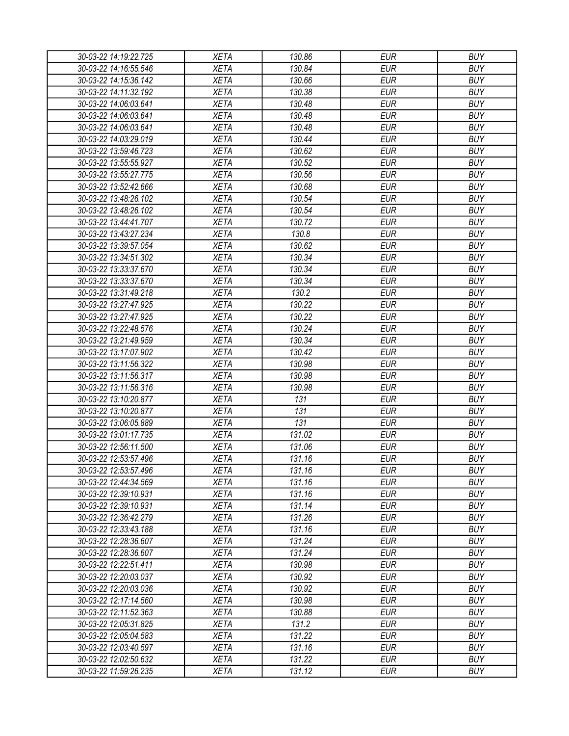| 30-03-22 14:19:22.725 | XETA | 130.86 | EUR | BUY |
|---|---|---|---|---|
| 30-03-22 14:16:55.546 | XETA | 130.84 | EUR | BUY |
| 30-03-22 14:15:36.142 | XETA | 130.66 | EUR | BUY |
| 30-03-22 14:11:32.192 | XETA | 130.38 | EUR | BUY |
| 30-03-22 14:06:03.641 | XETA | 130.48 | EUR | BUY |
| 30-03-22 14:06:03.641 | XETA | 130.48 | EUR | BUY |
| 30-03-22 14:06:03.641 | XETA | 130.48 | EUR | BUY |
| 30-03-22 14:03:29.019 | XETA | 130.44 | EUR | BUY |
| 30-03-22 13:59:46.723 | XETA | 130.62 | EUR | BUY |
| 30-03-22 13:55:55.927 | XETA | 130.52 | EUR | BUY |
| 30-03-22 13:55:27.775 | XETA | 130.56 | EUR | BUY |
| 30-03-22 13:52:42.666 | XETA | 130.68 | EUR | BUY |
| 30-03-22 13:48:26.102 | XETA | 130.54 | EUR | BUY |
| 30-03-22 13:48:26.102 | XETA | 130.54 | EUR | BUY |
| 30-03-22 13:44:41.707 | XETA | 130.72 | EUR | BUY |
| 30-03-22 13:43:27.234 | XETA | 130.8 | EUR | BUY |
| 30-03-22 13:39:57.054 | XETA | 130.62 | EUR | BUY |
| 30-03-22 13:34:51.302 | XETA | 130.34 | EUR | BUY |
| 30-03-22 13:33:37.670 | XETA | 130.34 | EUR | BUY |
| 30-03-22 13:33:37.670 | XETA | 130.34 | EUR | BUY |
| 30-03-22 13:31:49.218 | XETA | 130.2 | EUR | BUY |
| 30-03-22 13:27:47.925 | XETA | 130.22 | EUR | BUY |
| 30-03-22 13:27:47.925 | XETA | 130.22 | EUR | BUY |
| 30-03-22 13:22:48.576 | XETA | 130.24 | EUR | BUY |
| 30-03-22 13:21:49.959 | XETA | 130.34 | EUR | BUY |
| 30-03-22 13:17:07.902 | XETA | 130.42 | EUR | BUY |
| 30-03-22 13:11:56.322 | XETA | 130.98 | EUR | BUY |
| 30-03-22 13:11:56.317 | XETA | 130.98 | EUR | BUY |
| 30-03-22 13:11:56.316 | XETA | 130.98 | EUR | BUY |
| 30-03-22 13:10:20.877 | XETA | 131 | EUR | BUY |
| 30-03-22 13:10:20.877 | XETA | 131 | EUR | BUY |
| 30-03-22 13:06:05.889 | XETA | 131 | EUR | BUY |
| 30-03-22 13:01:17.735 | XETA | 131.02 | EUR | BUY |
| 30-03-22 12:56:11.500 | XETA | 131.06 | EUR | BUY |
| 30-03-22 12:53:57.496 | XETA | 131.16 | EUR | BUY |
| 30-03-22 12:53:57.496 | XETA | 131.16 | EUR | BUY |
| 30-03-22 12:44:34.569 | XETA | 131.16 | EUR | BUY |
| 30-03-22 12:39:10.931 | XETA | 131.16 | EUR | BUY |
| 30-03-22 12:39:10.931 | XETA | 131.14 | EUR | BUY |
| 30-03-22 12:36:42.279 | XETA | 131.26 | EUR | BUY |
| 30-03-22 12:33:43.188 | XETA | 131.16 | EUR | BUY |
| 30-03-22 12:28:36.607 | XETA | 131.24 | EUR | BUY |
| 30-03-22 12:28:36.607 | XETA | 131.24 | EUR | BUY |
| 30-03-22 12:22:51.411 | XETA | 130.98 | EUR | BUY |
| 30-03-22 12:20:03.037 | XETA | 130.92 | EUR | BUY |
| 30-03-22 12:20:03.036 | XETA | 130.92 | EUR | BUY |
| 30-03-22 12:17:14.560 | XETA | 130.98 | EUR | BUY |
| 30-03-22 12:11:52.363 | XETA | 130.88 | EUR | BUY |
| 30-03-22 12:05:31.825 | XETA | 131.2 | EUR | BUY |
| 30-03-22 12:05:04.583 | XETA | 131.22 | EUR | BUY |
| 30-03-22 12:03:40.597 | XETA | 131.16 | EUR | BUY |
| 30-03-22 12:02:50.632 | XETA | 131.22 | EUR | BUY |
| 30-03-22 11:59:26.235 | XETA | 131.12 | EUR | BUY |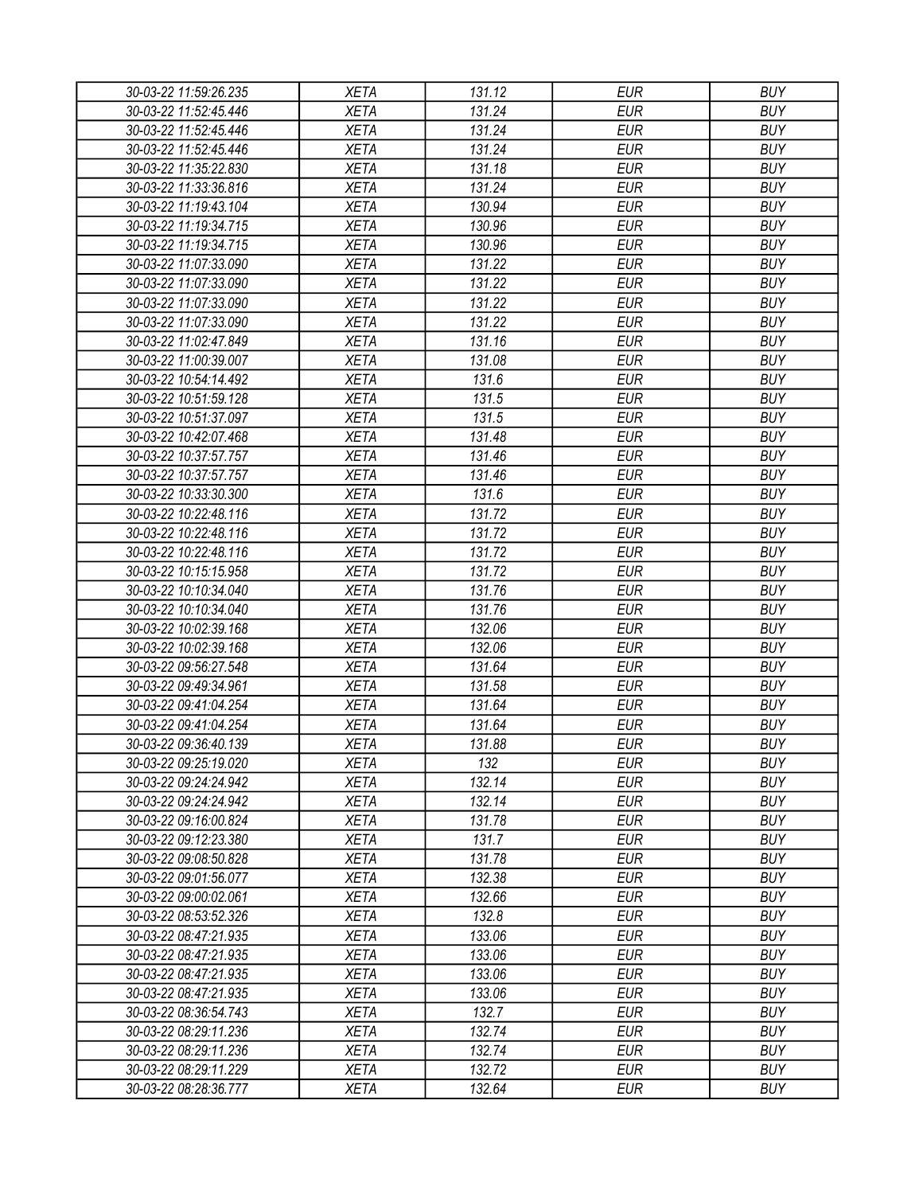| 30-03-22 11:59:26.235 | XETA | 131.12 | EUR | BUY |
|---|---|---|---|---|
| 30-03-22 11:52:45.446 | XETA | 131.24 | EUR | BUY |
| 30-03-22 11:52:45.446 | XETA | 131.24 | EUR | BUY |
| 30-03-22 11:52:45.446 | XETA | 131.24 | EUR | BUY |
| 30-03-22 11:35:22.830 | XETA | 131.18 | EUR | BUY |
| 30-03-22 11:33:36.816 | XETA | 131.24 | EUR | BUY |
| 30-03-22 11:19:43.104 | XETA | 130.94 | EUR | BUY |
| 30-03-22 11:19:34.715 | XETA | 130.96 | EUR | BUY |
| 30-03-22 11:19:34.715 | XETA | 130.96 | EUR | BUY |
| 30-03-22 11:07:33.090 | XETA | 131.22 | EUR | BUY |
| 30-03-22 11:07:33.090 | XETA | 131.22 | EUR | BUY |
| 30-03-22 11:07:33.090 | XETA | 131.22 | EUR | BUY |
| 30-03-22 11:07:33.090 | XETA | 131.22 | EUR | BUY |
| 30-03-22 11:02:47.849 | XETA | 131.16 | EUR | BUY |
| 30-03-22 11:00:39.007 | XETA | 131.08 | EUR | BUY |
| 30-03-22 10:54:14.492 | XETA | 131.6 | EUR | BUY |
| 30-03-22 10:51:59.128 | XETA | 131.5 | EUR | BUY |
| 30-03-22 10:51:37.097 | XETA | 131.5 | EUR | BUY |
| 30-03-22 10:42:07.468 | XETA | 131.48 | EUR | BUY |
| 30-03-22 10:37:57.757 | XETA | 131.46 | EUR | BUY |
| 30-03-22 10:37:57.757 | XETA | 131.46 | EUR | BUY |
| 30-03-22 10:33:30.300 | XETA | 131.6 | EUR | BUY |
| 30-03-22 10:22:48.116 | XETA | 131.72 | EUR | BUY |
| 30-03-22 10:22:48.116 | XETA | 131.72 | EUR | BUY |
| 30-03-22 10:22:48.116 | XETA | 131.72 | EUR | BUY |
| 30-03-22 10:15:15.958 | XETA | 131.72 | EUR | BUY |
| 30-03-22 10:10:34.040 | XETA | 131.76 | EUR | BUY |
| 30-03-22 10:10:34.040 | XETA | 131.76 | EUR | BUY |
| 30-03-22 10:02:39.168 | XETA | 132.06 | EUR | BUY |
| 30-03-22 10:02:39.168 | XETA | 132.06 | EUR | BUY |
| 30-03-22 09:56:27.548 | XETA | 131.64 | EUR | BUY |
| 30-03-22 09:49:34.961 | XETA | 131.58 | EUR | BUY |
| 30-03-22 09:41:04.254 | XETA | 131.64 | EUR | BUY |
| 30-03-22 09:41:04.254 | XETA | 131.64 | EUR | BUY |
| 30-03-22 09:36:40.139 | XETA | 131.88 | EUR | BUY |
| 30-03-22 09:25:19.020 | XETA | 132 | EUR | BUY |
| 30-03-22 09:24:24.942 | XETA | 132.14 | EUR | BUY |
| 30-03-22 09:24:24.942 | XETA | 132.14 | EUR | BUY |
| 30-03-22 09:16:00.824 | XETA | 131.78 | EUR | BUY |
| 30-03-22 09:12:23.380 | XETA | 131.7 | EUR | BUY |
| 30-03-22 09:08:50.828 | XETA | 131.78 | EUR | BUY |
| 30-03-22 09:01:56.077 | XETA | 132.38 | EUR | BUY |
| 30-03-22 09:00:02.061 | XETA | 132.66 | EUR | BUY |
| 30-03-22 08:53:52.326 | XETA | 132.8 | EUR | BUY |
| 30-03-22 08:47:21.935 | XETA | 133.06 | EUR | BUY |
| 30-03-22 08:47:21.935 | XETA | 133.06 | EUR | BUY |
| 30-03-22 08:47:21.935 | XETA | 133.06 | EUR | BUY |
| 30-03-22 08:47:21.935 | XETA | 133.06 | EUR | BUY |
| 30-03-22 08:36:54.743 | XETA | 132.7 | EUR | BUY |
| 30-03-22 08:29:11.236 | XETA | 132.74 | EUR | BUY |
| 30-03-22 08:29:11.236 | XETA | 132.74 | EUR | BUY |
| 30-03-22 08:29:11.229 | XETA | 132.72 | EUR | BUY |
| 30-03-22 08:28:36.777 | XETA | 132.64 | EUR | BUY |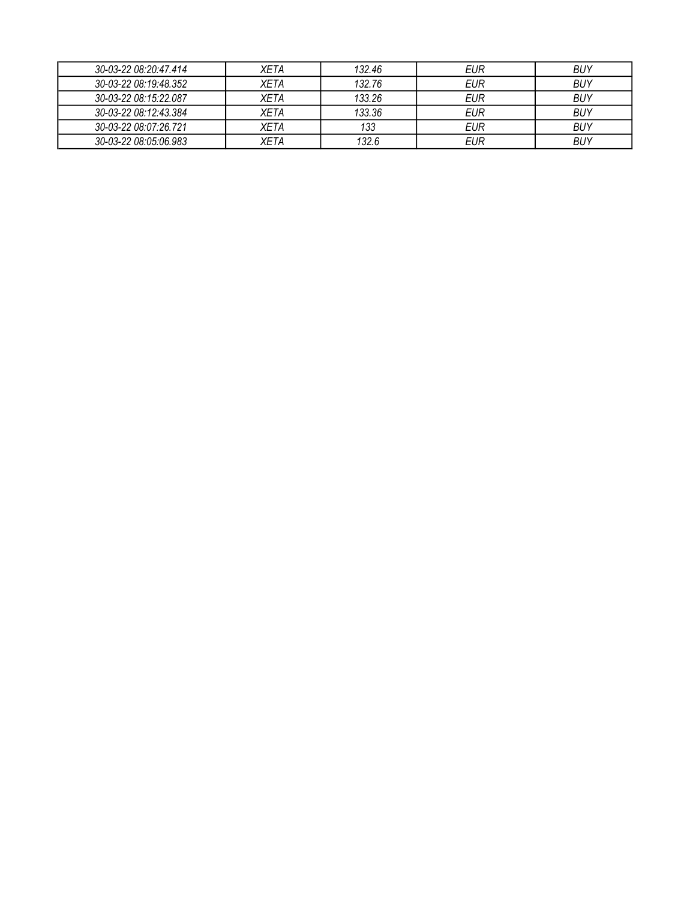| | | | | |
|---|---|---|---|---|
| *30-03-22 08:20:47.414* | *XETA* | *132.46* | *EUR* | *BUY* |
| *30-03-22 08:19:48.352* | *XETA* | *132.76* | *EUR* | *BUY* |
| *30-03-22 08:15:22.087* | *XETA* | *133.26* | *EUR* | *BUY* |
| *30-03-22 08:12:43.384* | *XETA* | *133.36* | *EUR* | *BUY* |
| *30-03-22 08:07:26.721* | *XETA* | *133* | *EUR* | *BUY* |
| *30-03-22 08:05:06.983* | *XETA* | *132.6* | *EUR* | *BUY* |